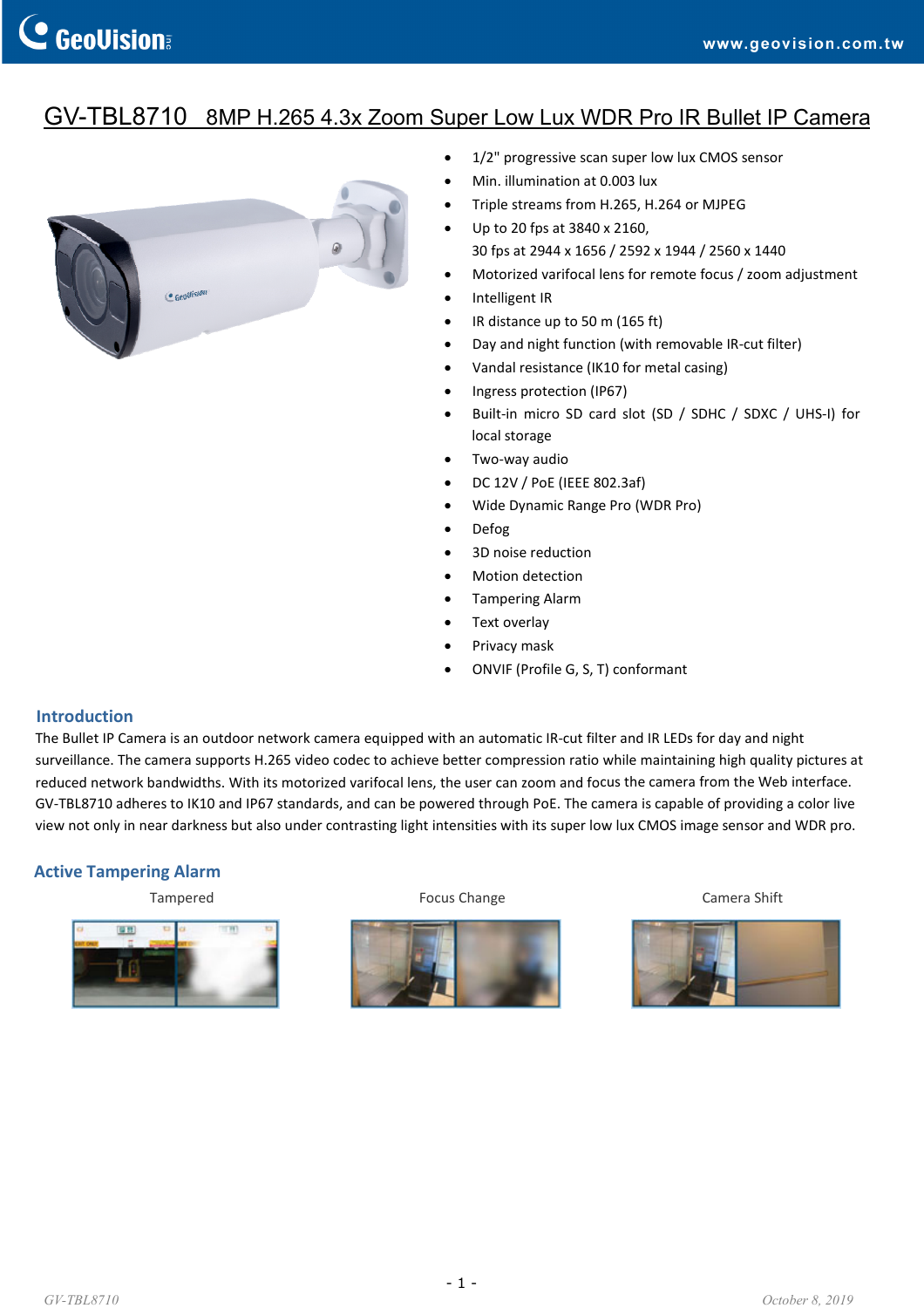# GV-TBL8710 8MP H.265 4.3x Zoom Super Low Lux WDR Pro IR Bullet IP Camera

- 1/2" progressive scan super low lux CMOS sensor
- Min. illumination at 0.003 lux
- Triple streams from H.265, H.264 or MJPEG
- Up to 20 fps at 3840 x 2160,
  30 fps at 2944 x 1656 / 2592 x 1944 / 2560 x 1440
- Motorized varifocal lens for remote focus / zoom adjustment
- Intelligent IR
- IR distance up to 50 m (165 ft)
- Day and night function (with removable IR-cut filter)
- Vandal resistance (IK10 for metal casing)
- Ingress protection (IP67)
- Built-in micro SD card slot (SD / SDHC / SDXC / UHS-I) for local storage
- Two-way audio
- DC 12V / PoE (IEEE 802.3af)
- Wide Dynamic Range Pro (WDR Pro)
- Defog
- 3D noise reduction
- Motion detection
- Tampering Alarm
- Text overlay
- Privacy mask
- ONVIF (Profile G, S, T) conformant

## Introduction

The Bullet IP Camera is an outdoor network camera equipped with an automatic IR-cut filter and IR LEDs for day and night surveillance. The camera supports H.265 video codec to achieve better compression ratio while maintaining high quality pictures at reduced network bandwidths. With its motorized varifocal lens, the user can zoom and focus the camera from the Web interface. GV-TBL8710 adheres to IK10 and IP67 standards, and can be powered through PoE. The camera is capable of providing a color live view not only in near darkness but also under contrasting light intensities with its super low lux CMOS image sensor and WDR pro.

## Active Tampering Alarm

Tampered

Focus Change

Camera Shift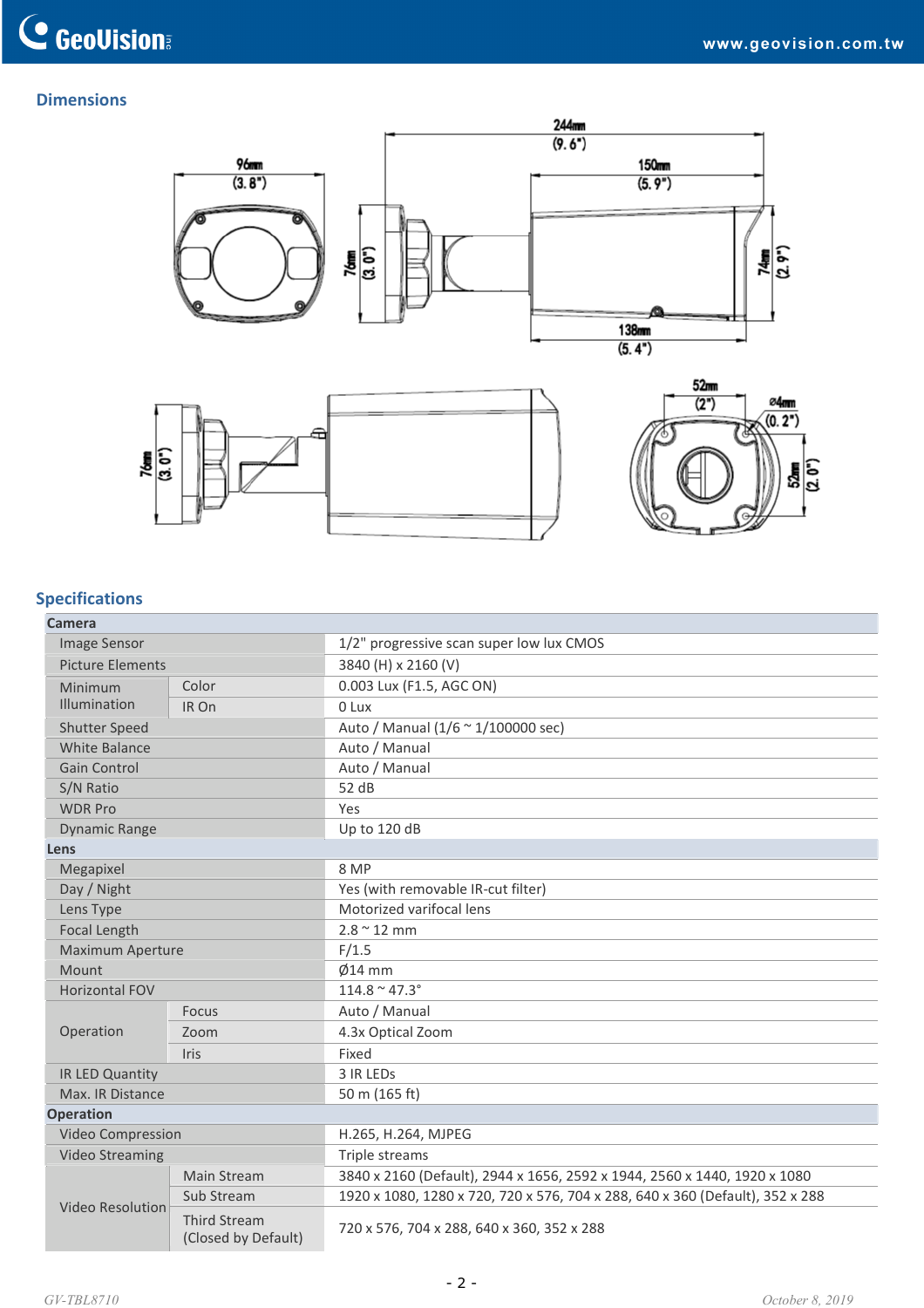## Dimensions

## Specifications

| Camera | | |
|---|---|---|
| Image Sensor | | 1/2" progressive scan super low lux CMOS |
| Picture Elements | | 3840 (H) x 2160 (V) |
| Minimum Illumination | Color | 0.003 Lux (F1.5, AGC ON) |
| | IR On | 0 Lux |
| Shutter Speed | | Auto / Manual (1/6 ~ 1/100000 sec) |
| White Balance | | Auto / Manual |
| Gain Control | | Auto / Manual |
| S/N Ratio | | 52 dB |
| WDR Pro | | Yes |
| Dynamic Range | | Up to 120 dB |
| **Lens** | | |
| Megapixel | | 8 MP |
| Day / Night | | Yes (with removable IR-cut filter) |
| Lens Type | | Motorized varifocal lens |
| Focal Length | | 2.8 ~ 12 mm |
| Maximum Aperture | | F/1.5 |
| Mount | | Ø14 mm |
| Horizontal FOV | | 114.8 ~ 47.3° |
| Operation | Focus | Auto / Manual |
| | Zoom | 4.3x Optical Zoom |
| | Iris | Fixed |
| IR LED Quantity | | 3 IR LEDs |
| Max. IR Distance | | 50 m (165 ft) |
| **Operation** | | |
| Video Compression | | H.265, H.264, MJPEG |
| Video Streaming | | Triple streams |
| Video Resolution | Main Stream | 3840 x 2160 (Default), 2944 x 1656, 2592 x 1944, 2560 x 1440, 1920 x 1080 |
| | Sub Stream | 1920 x 1080, 1280 x 720, 720 x 576, 704 x 288, 640 x 360 (Default), 352 x 288 |
| | Third Stream (Closed by Default) | 720 x 576, 704 x 288, 640 x 360, 352 x 288 |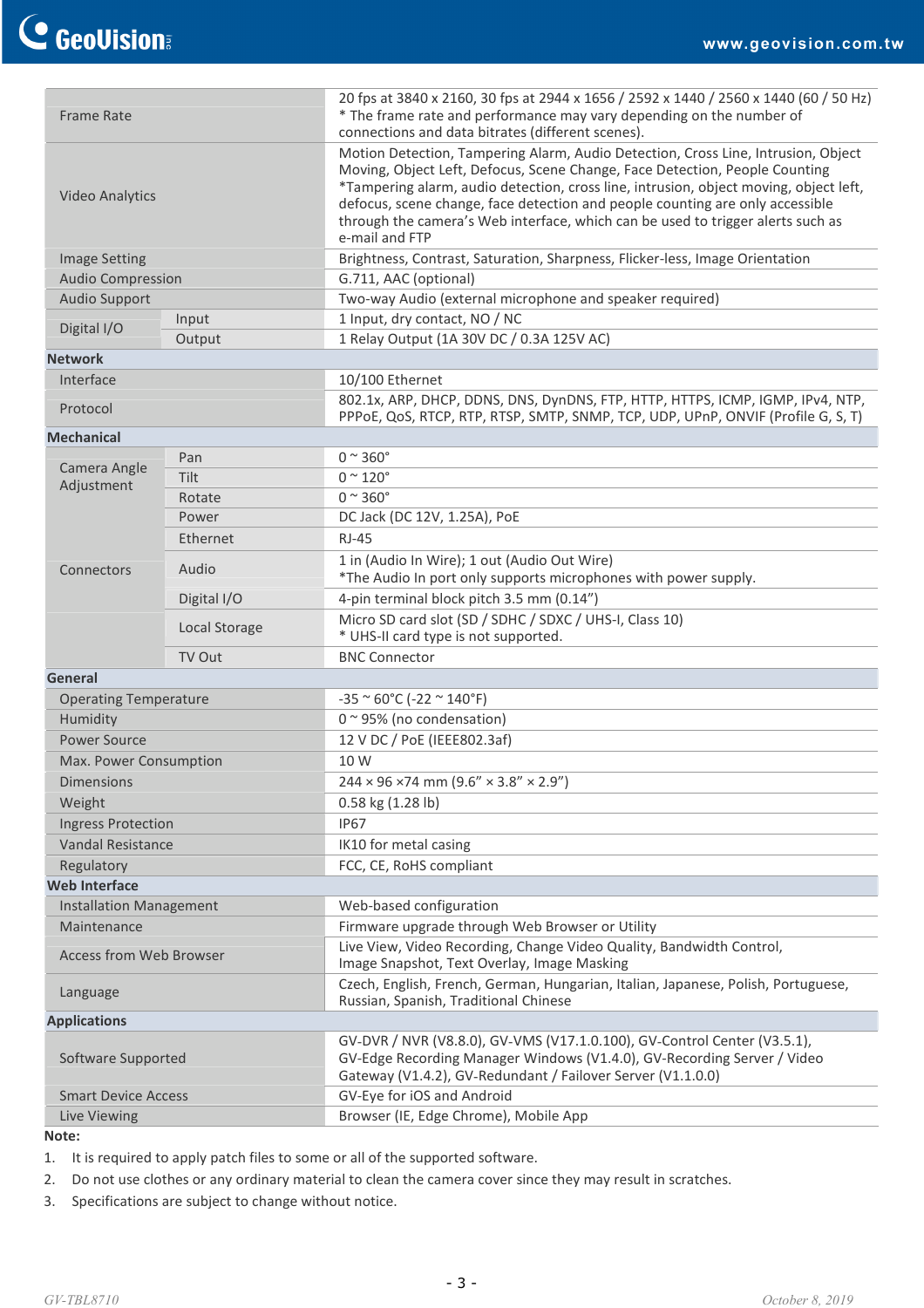| | | |
|---|---|---|
| Frame Rate | | 20 fps at 3840 x 2160, 30 fps at 2944 x 1656 / 2592 x 1440 / 2560 x 1440 (60 / 50 Hz)<br>* The frame rate and performance may vary depending on the number of connections and data bitrates (different scenes). |
| Video Analytics | | Motion Detection, Tampering Alarm, Audio Detection, Cross Line, Intrusion, Object Moving, Object Left, Defocus, Scene Change, Face Detection, People Counting<br>*Tampering alarm, audio detection, cross line, intrusion, object moving, object left, defocus, scene change, face detection and people counting are only accessible through the camera's Web interface, which can be used to trigger alerts such as e-mail and FTP |
| Image Setting | | Brightness, Contrast, Saturation, Sharpness, Flicker-less, Image Orientation |
| Audio Compression | | G.711, AAC (optional) |
| Audio Support | | Two-way Audio (external microphone and speaker required) |
| Digital I/O | Input | 1 Input, dry contact, NO / NC |
| | Output | 1 Relay Output (1A 30V DC / 0.3A 125V AC) |
| **Network** | | |
| Interface | | 10/100 Ethernet |
| Protocol | | 802.1x, ARP, DHCP, DDNS, DNS, DynDNS, FTP, HTTP, HTTPS, ICMP, IGMP, IPv4, NTP, PPPoE, QoS, RTCP, RTP, RTSP, SMTP, SNMP, TCP, UDP, UPnP, ONVIF (Profile G, S, T) |
| **Mechanical** | | |
| Camera Angle Adjustment | Pan | 0 ~ 360° |
| | Tilt | 0 ~ 120° |
| | Rotate | 0 ~ 360° |
| Connectors | Power | DC Jack (DC 12V, 1.25A), PoE |
| | Ethernet | RJ-45 |
| | Audio | 1 in (Audio In Wire); 1 out (Audio Out Wire)<br>*The Audio In port only supports microphones with power supply. |
| | Digital I/O | 4-pin terminal block pitch 3.5 mm (0.14") |
| | Local Storage | Micro SD card slot (SD / SDHC / SDXC / UHS-I, Class 10)<br>* UHS-II card type is not supported. |
| | TV Out | BNC Connector |
| **General** | | |
| Operating Temperature | | -35 ~ 60°C (-22 ~ 140°F) |
| Humidity | | 0 ~ 95% (no condensation) |
| Power Source | | 12 V DC / PoE (IEEE802.3af) |
| Max. Power Consumption | | 10 W |
| Dimensions | | 244 × 96 ×74 mm (9.6" × 3.8" × 2.9") |
| Weight | | 0.58 kg (1.28 lb) |
| Ingress Protection | | IP67 |
| Vandal Resistance | | IK10 for metal casing |
| Regulatory | | FCC, CE, RoHS compliant |
| **Web Interface** | | |
| Installation Management | | Web-based configuration |
| Maintenance | | Firmware upgrade through Web Browser or Utility |
| Access from Web Browser | | Live View, Video Recording, Change Video Quality, Bandwidth Control, Image Snapshot, Text Overlay, Image Masking |
| Language | | Czech, English, French, German, Hungarian, Italian, Japanese, Polish, Portuguese, Russian, Spanish, Traditional Chinese |
| **Applications** | | |
| Software Supported | | GV-DVR / NVR (V8.8.0), GV-VMS (V17.1.0.100), GV-Control Center (V3.5.1), GV-Edge Recording Manager Windows (V1.4.0), GV-Recording Server / Video Gateway (V1.4.2), GV-Redundant / Failover Server (V1.1.0.0) |
| Smart Device Access | | GV-Eye for iOS and Android |
| Live Viewing | | Browser (IE, Edge Chrome), Mobile App |

**Note:**

1. It is required to apply patch files to some or all of the supported software.
2. Do not use clothes or any ordinary material to clean the camera cover since they may result in scratches.
3. Specifications are subject to change without notice.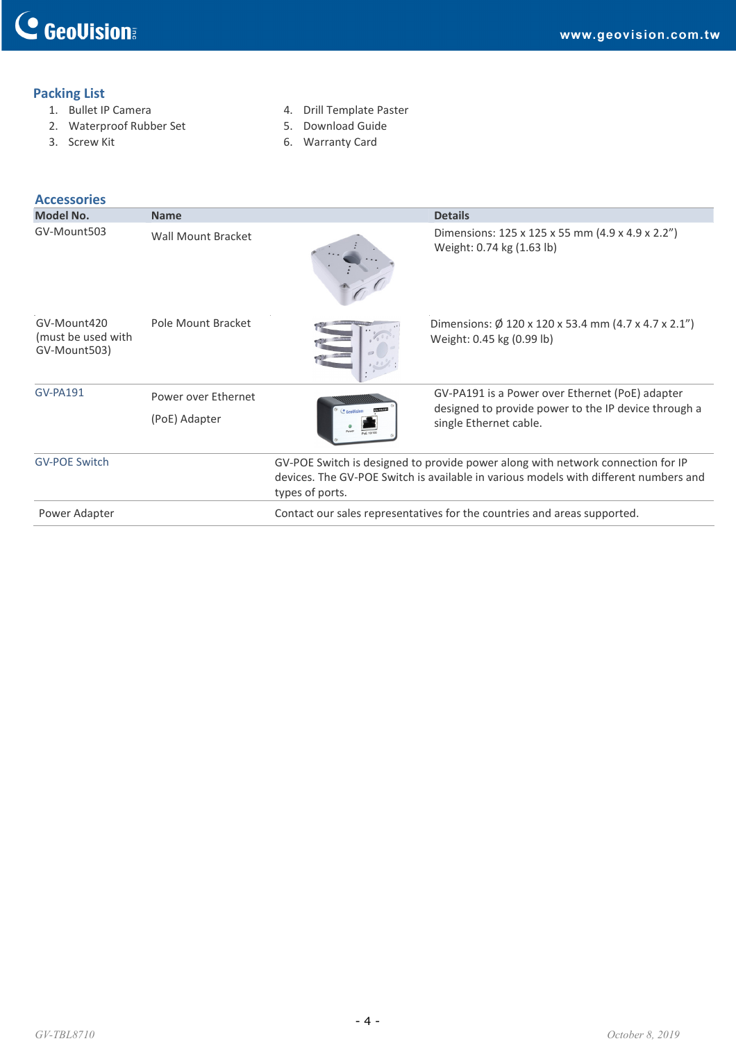## Packing List

1. Bullet IP Camera
2. Waterproof Rubber Set
3. Screw Kit
4. Drill Template Paster
5. Download Guide
6. Warranty Card

## Accessories

| Model No. | Name | Details |
|---|---|---|
| GV-Mount503 | Wall Mount Bracket | Dimensions: 125 x 125 x 55 mm (4.9 x 4.9 x 2.2”)<br>Weight: 0.74 kg (1.63 lb) |
| GV-Mount420 (must be used with GV-Mount503) | Pole Mount Bracket | Dimensions: Ø 120 x 120 x 53.4 mm (4.7 x 4.7 x 2.1”)<br>Weight: 0.45 kg (0.99 lb) |
| GV-PA191 | Power over Ethernet (PoE) Adapter | GV-PA191 is a Power over Ethernet (PoE) adapter designed to provide power to the IP device through a single Ethernet cable. |
| GV-POE Switch | | GV-POE Switch is designed to provide power along with network connection for IP devices. The GV-POE Switch is available in various models with different numbers and types of ports. |
| Power Adapter | | Contact our sales representatives for the countries and areas supported. |